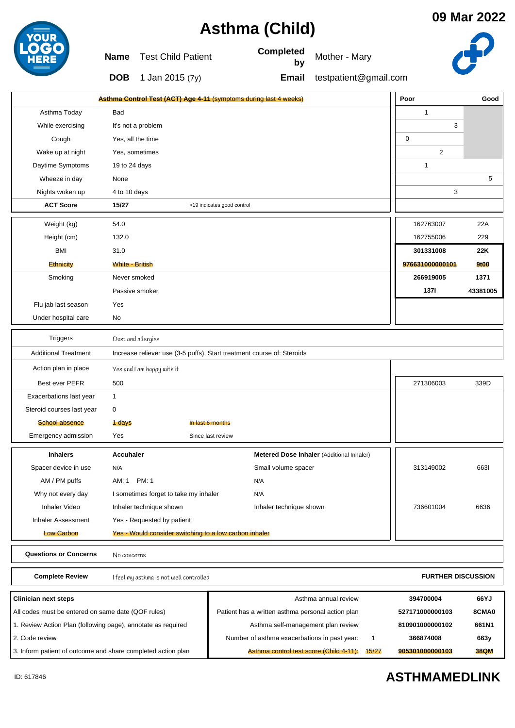# Asthma (Child)

**09 Mar 2022**

**Name** Test Child Patient
**Completed by** Mother - Mary
**DOB** 1 Jan 2015 (7y)
**Email** testpatient@gmail.com

| Asthma Control Test (ACT) Age 4-11 (symptoms during last 4 weeks) | | | Poor | | | Good |
|---|---|---|---|---|---|---|
| Asthma Today | Bad | | | 1 | | |
| While exercising | It's not a problem | | | | 3 | |
| Cough | Yes, all the time | | 0 | | | |
| Wake up at night | Yes, sometimes | | | | 2 | |
| Daytime Symptoms | 19 to 24 days | | | 1 | | |
| Wheeze in day | None | | | | | 5 |
| Nights woken up | 4 to 10 days | | | | 3 | |
| **ACT Score** | **15/27** | >19 indicates good control | | | | |

| | | | |
|---|---|---|---|
| Weight (kg) | 54.0 | 162763007 | 22A |
| Height (cm) | 132.0 | 162755006 | 229 |
| BMI | 31.0 | **301331008** | **22K** |
| Ethnicity | White - British | **976631000000101** | **9t00** |
| Smoking | Never smoked | **266919005** | **1371** |
| | Passive smoker | **137I** | **43381005** |
| Flu jab last season | Yes | | |
| Under hospital care | No | | |

| | | | | |
|---|---|---|---|---|
| Triggers | Dust and allergies | | | |
| Additional Treatment | Increase reliever use (3-5 puffs), Start treatment course of: Steroids | | | |
| Action plan in place | Yes and I am happy with it | | | |
| Best ever PEFR | 500 | | 271306003 | 339D |
| Exacerbations last year | 1 | | | |
| Steroid courses last year | 0 | | | |
| School absence | 1 days | In last 6 months | | |
| Emergency admission | Yes | Since last review | | |

| **Inhalers** | **Accuhaler** | **Metered Dose Inhaler** (Additional Inhaler) | | |
|---|---|---|---|---|
| Spacer device in use | N/A | Small volume spacer | 313149002 | 663I |
| AM / PM puffs | AM: 1 PM: 1 | N/A | | |
| Why not every day | I sometimes forget to take my inhaler | N/A | | |
| Inhaler Video | Inhaler technique shown | Inhaler technique shown | 736601004 | 6636 |
| Inhaler Assessment | Yes - Requested by patient | | | |
| Low Carbon | Yes - Would consider switching to a low carbon inhaler | | | |

| | |
|---|---|
| **Questions or Concerns** | No concerns |

| | | |
|---|---|---|
| **Complete Review** | I feel my asthma is not well controlled | **FURTHER DISCUSSION** |

| **Clinician next steps** | | | | |
|---|---|---|---|---|
| All codes must be entered on same date (QOF rules) | Asthma annual review | | **394700004** | **66YJ** |
| 1. Review Action Plan (following page), annotate as required | Patient has a written asthma personal action plan | | **527171000000103** | **8CMA0** |
| 2. Code review | Asthma self-management plan review | | **810901000000102** | **661N1** |
| 3. Inform patient of outcome and share completed action plan | Number of asthma exacerbations in past year: | 1 | **366874008** | **663y** |
| | Asthma control test score (Child 4-11): | 15/27 | **905301000000103** | **38QM** |

ID: 617846

**ASTHMAMEDLINK**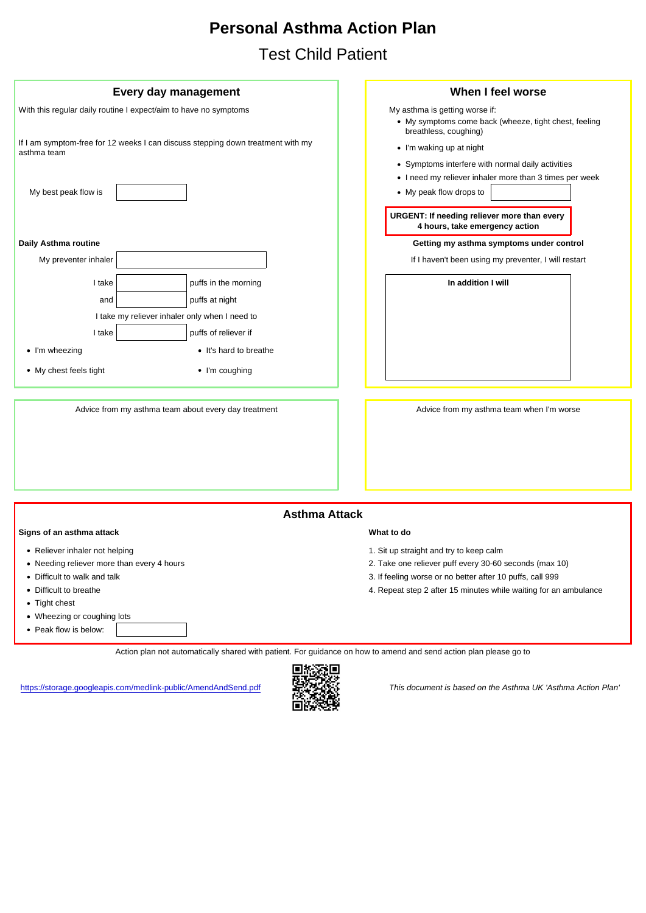# Personal Asthma Action Plan

Test Child Patient

## Every day management

With this regular daily routine I expect/aim to have no symptoms

If I am symptom-free for 12 weeks I can discuss stepping down treatment with my asthma team

My best peak flow is

**Daily Asthma routine**

My preventer inhaler

I take puffs in the morning

and puffs at night

I take my reliever inhaler only when I need to

I take puffs of reliever if

- I'm wheezing
- It's hard to breathe
- My chest feels tight
- I'm coughing

## When I feel worse

My asthma is getting worse if:

- My symptoms come back (wheeze, tight chest, feeling breathless, coughing)
- I'm waking up at night
- Symptoms interfere with normal daily activities
- I need my reliever inhaler more than 3 times per week
- My peak flow drops to

**URGENT: If needing reliever more than every 4 hours, take emergency action**

**Getting my asthma symptoms under control**

If I haven't been using my preventer, I will restart

**In addition I will**

Advice from my asthma team about every day treatment

Advice from my asthma team when I'm worse

## Asthma Attack

**Signs of an asthma attack**

- Reliever inhaler not helping
- Needing reliever more than every 4 hours
- Difficult to walk and talk
- Difficult to breathe
- Tight chest
- Wheezing or coughing lots
- Peak flow is below:

**What to do**

1. Sit up straight and try to keep calm
2. Take one reliever puff every 30-60 seconds (max 10)
3. If feeling worse or no better after 10 puffs, call 999
4. Repeat step 2 after 15 minutes while waiting for an ambulance

Action plan not automatically shared with patient. For guidance on how to amend and send action plan please go to

https://storage.googleapis.com/medlink-public/AmendAndSend.pdf

*This document is based on the Asthma UK 'Asthma Action Plan'*